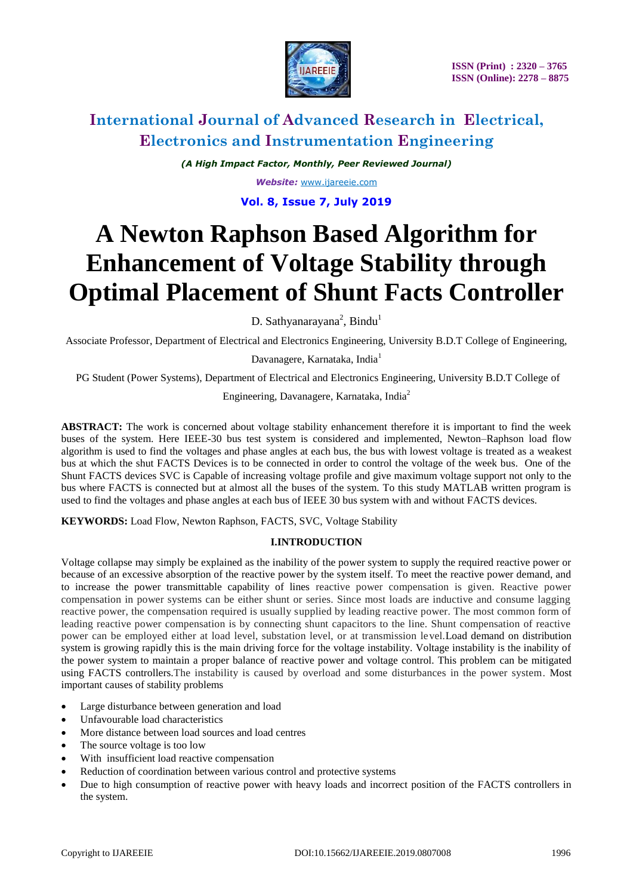# International Journal of Advanced Research in Electrical, Electronics and Instrumentation Engineering

*(A High Impact Factor, Monthly, Peer Reviewed Journal)*

***Website:*** www.ijareeie.com

**Vol. 8, Issue 7, July 2019**

ISSN (Print) : 2320 – 3765
ISSN (Online): 2278 – 8875

# A Newton Raphson Based Algorithm for Enhancement of Voltage Stability through Optimal Placement of Shunt Facts Controller

D. Sathyanarayana[2], Bindu[1]

Associate Professor, Department of Electrical and Electronics Engineering, University B.D.T College of Engineering, Davanagere, Karnataka, India[1]

PG Student (Power Systems), Department of Electrical and Electronics Engineering, University B.D.T College of Engineering, Davanagere, Karnataka, India[2]

**ABSTRACT:** The work is concerned about voltage stability enhancement therefore it is important to find the week buses of the system. Here IEEE-30 bus test system is considered and implemented, Newton–Raphson load flow algorithm is used to find the voltages and phase angles at each bus, the bus with lowest voltage is treated as a weakest bus at which the shut FACTS Devices is to be connected in order to control the voltage of the week bus. One of the Shunt FACTS devices SVC is Capable of increasing voltage profile and give maximum voltage support not only to the bus where FACTS is connected but at almost all the buses of the system. To this study MATLAB written program is used to find the voltages and phase angles at each bus of IEEE 30 bus system with and without FACTS devices.

**KEYWORDS:** Load Flow, Newton Raphson, FACTS, SVC, Voltage Stability

## I.INTRODUCTION

Voltage collapse may simply be explained as the inability of the power system to supply the required reactive power or because of an excessive absorption of the reactive power by the system itself. To meet the reactive power demand, and to increase the power transmittable capability of lines reactive power compensation is given. Reactive power compensation in power systems can be either shunt or series. Since most loads are inductive and consume lagging reactive power, the compensation required is usually supplied by leading reactive power. The most common form of leading reactive power compensation is by connecting shunt capacitors to the line. Shunt compensation of reactive power can be employed either at load level, substation level, or at transmission level.Load demand on distribution system is growing rapidly this is the main driving force for the voltage instability. Voltage instability is the inability of the power system to maintain a proper balance of reactive power and voltage control. This problem can be mitigated using FACTS controllers.The instability is caused by overload and some disturbances in the power system. Most important causes of stability problems

- Large disturbance between generation and load
- Unfavourable load characteristics
- More distance between load sources and load centres
- The source voltage is too low
- With insufficient load reactive compensation
- Reduction of coordination between various control and protective systems
- Due to high consumption of reactive power with heavy loads and incorrect position of the FACTS controllers in the system.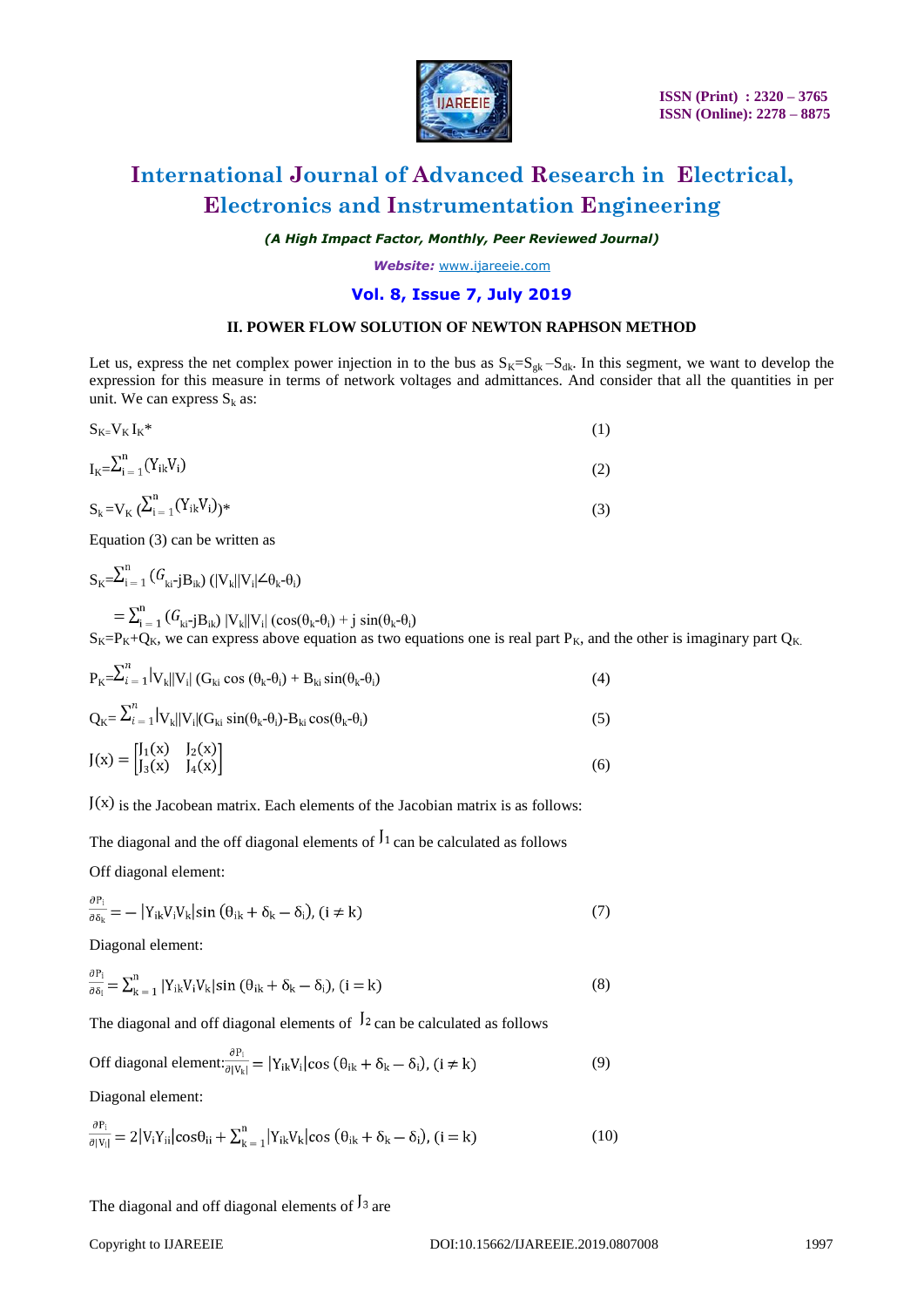## II. POWER FLOW SOLUTION OF NEWTON RAPHSON METHOD

Let us, express the net complex power injection in to the bus as $S_K=S_{gk}-S_{dk}$. In this segment, we want to develop the expression for this measure in terms of network voltages and admittances. And consider that all the quantities in per unit. We can express $S_k$ as:

$$S_K=V_K I_K^* \tag{1}$$

$$I_K=\sum_{i=1}^{n}(Y_{ik}V_i) \tag{2}$$

$$S_k=V_K\left(\sum_{i=1}^{n}(Y_{ik}V_i)\right)^* \tag{3}$$

Equation (3) can be written as

$$S_K=\sum_{i=1}^{n}(G_{ki}-jB_{ik})\,(|V_k||V_i|\angle\theta_k-\theta_i)$$

$$=\sum_{i=1}^{n}(G_{ki}-jB_{ik})\,|V_k||V_i|\,(\cos(\theta_k-\theta_i)+j\sin(\theta_k-\theta_i))$$

$S_K=P_K+Q_K$, we can express above equation as two equations one is real part $P_K$, and the other is imaginary part $Q_K$.

$$P_K=\sum_{i=1}^{n}|V_k||V_i|\,(G_{ki}\cos(\theta_k-\theta_i)+B_{ki}\sin(\theta_k-\theta_i)) \tag{4}$$

$$Q_K=\sum_{i=1}^{n}|V_k||V_i|(G_{ki}\sin(\theta_k-\theta_i)-B_{ki}\cos(\theta_k-\theta_i)) \tag{5}$$

$$J(x)=\begin{bmatrix} J_1(x) & J_2(x) \\ J_3(x) & J_4(x) \end{bmatrix} \tag{6}$$

$J(x)$ is the Jacobean matrix. Each elements of the Jacobian matrix is as follows:

The diagonal and the off diagonal elements of $J_1$ can be calculated as follows

Off diagonal element:

$$\frac{\partial P_i}{\partial \delta_k}=-|Y_{ik}V_iV_k|\sin(\theta_{ik}+\delta_k-\delta_i),\ (i\neq k) \tag{7}$$

Diagonal element:

$$\frac{\partial P_i}{\partial \delta_i}=\sum_{k=1}^{n}|Y_{ik}V_iV_k|\sin(\theta_{ik}+\delta_k-\delta_i),\ (i=k) \tag{8}$$

The diagonal and off diagonal elements of $J_2$ can be calculated as follows

Off diagonal element: $\frac{\partial P_i}{\partial |V_k|}=|Y_{ik}V_i|\cos(\theta_{ik}+\delta_k-\delta_i),\ (i\neq k)$ (9)

Diagonal element:

$$\frac{\partial P_i}{\partial |V_i|}=2|V_iY_{ii}|\cos\theta_{ii}+\sum_{k=1}^{n}|Y_{ik}V_k|\cos(\theta_{ik}+\delta_k-\delta_i),\ (i=k) \tag{10}$$

The diagonal and off diagonal elements of $J_3$ are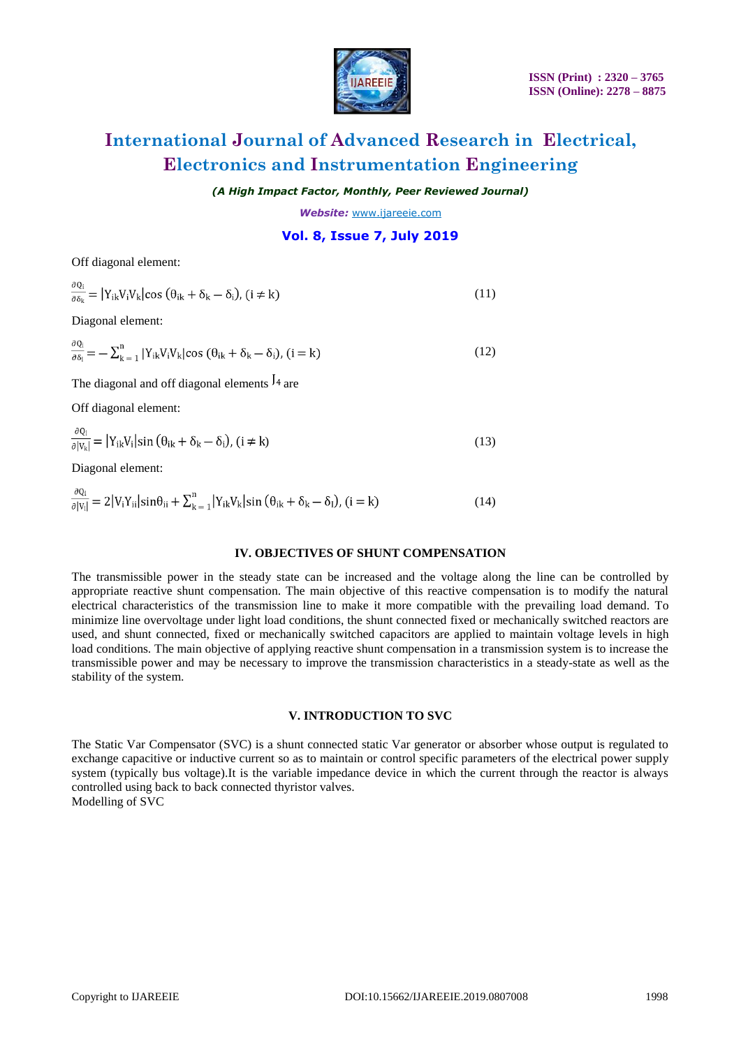Off diagonal element:

$$\frac{\partial Q_i}{\partial \delta_k} = |Y_{ik}V_iV_k|\cos(\theta_{ik} + \delta_k - \delta_i),\ (i \neq k) \tag{11}$$

Diagonal element:

$$\frac{\partial Q_i}{\partial \delta_i} = -\sum_{k=1}^{n} |Y_{ik}V_iV_k|\cos(\theta_{ik} + \delta_k - \delta_i),\ (i = k) \tag{12}$$

The diagonal and off diagonal elements $J_4$ are

Off diagonal element:

$$\frac{\partial Q_i}{\partial |V_k|} = |Y_{ik}V_i|\sin(\theta_{ik} + \delta_k - \delta_i),\ (i \neq k) \tag{13}$$

Diagonal element:

$$\frac{\partial Q_i}{\partial |V_i|} = 2|V_iY_{ii}|\sin\theta_{ii} + \sum_{k=1}^{n} |Y_{ik}V_k|\sin(\theta_{ik} + \delta_k - \delta_i),\ (i = k) \tag{14}$$

## IV. OBJECTIVES OF SHUNT COMPENSATION

The transmissible power in the steady state can be increased and the voltage along the line can be controlled by appropriate reactive shunt compensation. The main objective of this reactive compensation is to modify the natural electrical characteristics of the transmission line to make it more compatible with the prevailing load demand. To minimize line overvoltage under light load conditions, the shunt connected fixed or mechanically switched reactors are used, and shunt connected, fixed or mechanically switched capacitors are applied to maintain voltage levels in high load conditions. The main objective of applying reactive shunt compensation in a transmission system is to increase the transmissible power and may be necessary to improve the transmission characteristics in a steady-state as well as the stability of the system.

## V. INTRODUCTION TO SVC

The Static Var Compensator (SVC) is a shunt connected static Var generator or absorber whose output is regulated to exchange capacitive or inductive current so as to maintain or control specific parameters of the electrical power supply system (typically bus voltage).It is the variable impedance device in which the current through the reactor is always controlled using back to back connected thyristor valves.

Modelling of SVC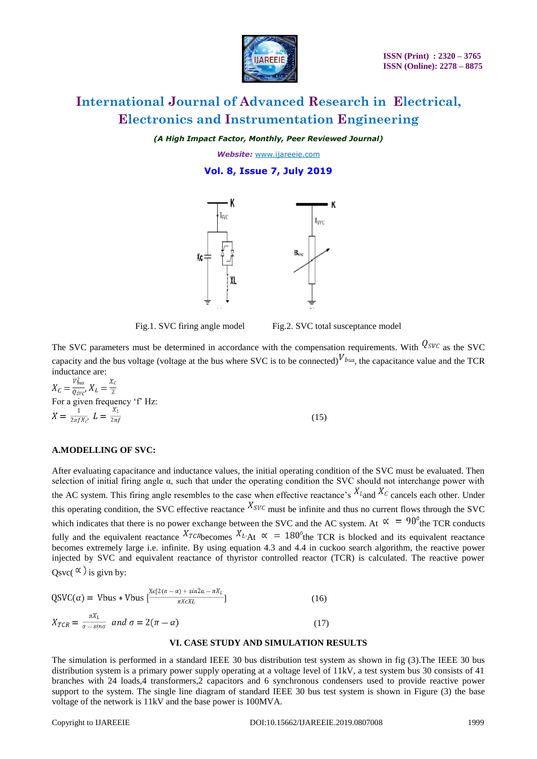Fig.1. SVC firing angle model        Fig.2. SVC total susceptance model

The SVC parameters must be determined in accordance with the compensation requirements. With $Q_{SVC}$ as the SVC capacity and the bus voltage (voltage at the bus where SVC is to be connected) $V_{bus}$, the capacitance value and the TCR inductance are:

$$X_C = \frac{V_{bus}^2}{Q_{SVC}}, X_L = \frac{X_C}{2}$$

For a given frequency 'f' Hz:

$$X = \frac{1}{2\pi f X_C}, \; L = \frac{X_L}{2\pi f} \qquad (15)$$

**A.MODELLING OF SVC:**

After evaluating capacitance and inductance values, the initial operating condition of the SVC must be evaluated. Then selection of initial firing angle α, such that under the operating condition the SVC should not interchange power with the AC system. This firing angle resembles to the case when effective reactance's $X_L$ and $X_C$ cancels each other. Under this operating condition, the SVC effective reactance $X_{SVC}$ must be infinite and thus no current flows through the SVC which indicates that there is no power exchange between the SVC and the AC system. At $\propto \; = 90^o$ the TCR conducts fully and the equivalent reactance $X_{TCR}$ becomes $X_L$. At $\propto \; = 180^o$ the TCR is blocked and its equivalent reactance becomes extremely large i.e. infinite. By using equation 4.3 and 4.4 in cuckoo search algorithm, the reactive power injected by SVC and equivalent reactance of thyristor controlled reactor (TCR) is calculated. The reactive power Qsvc($\propto$) is givn by:

$$\text{QSVC}(\alpha) = \text{Vbus} * \text{Vbus} \left[\frac{\text{Xc}[2(\pi - \alpha) + \sin 2\alpha - \pi X_L}{\pi X c X L}\right] \qquad (16)$$

$$X_{TCR} = \frac{\pi X_L}{\sigma - \sin\sigma} \;\; and \; \sigma = 2(\pi - \alpha) \qquad (17)$$

## VI. CASE STUDY AND SIMULATION RESULTS

The simulation is performed in a standard IEEE 30 bus distribution test system as shown in fig (3).The IEEE 30 bus distribution system is a primary power supply operating at a voltage level of 11kV, a test system bus 30 consists of 41 branches with 24 loads,4 transformers,2 capacitors and 6 synchronous condensers used to provide reactive power support to the system. The single line diagram of standard IEEE 30 bus test system is shown in Figure (3) the base voltage of the network is 11kV and the base power is 100MVA.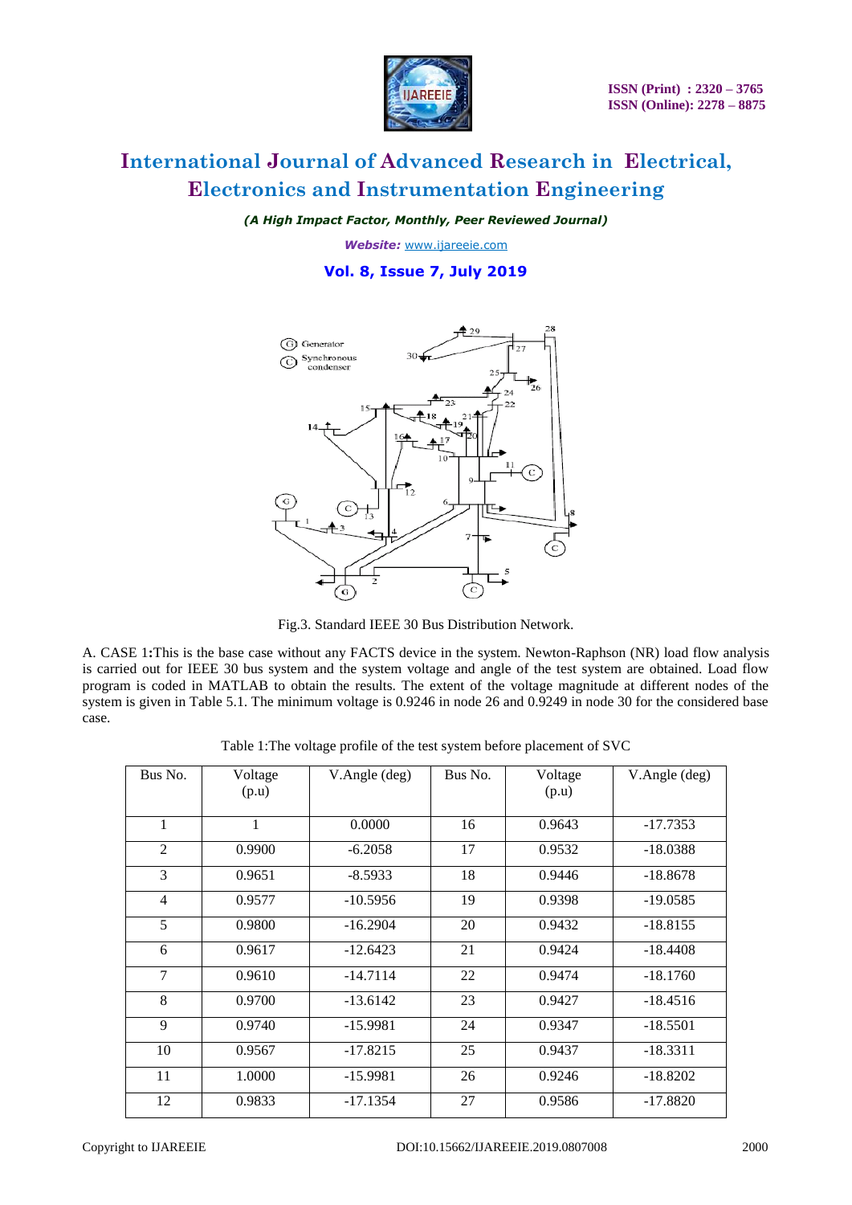Fig.3. Standard IEEE 30 Bus Distribution Network.

A. CASE 1**:**This is the base case without any FACTS device in the system. Newton-Raphson (NR) load flow analysis is carried out for IEEE 30 bus system and the system voltage and angle of the test system are obtained. Load flow program is coded in MATLAB to obtain the results. The extent of the voltage magnitude at different nodes of the system is given in Table 5.1. The minimum voltage is 0.9246 in node 26 and 0.9249 in node 30 for the considered base case.

Table 1:The voltage profile of the test system before placement of SVC

| Bus No. | Voltage (p.u) | V.Angle (deg) | Bus No. | Voltage (p.u) | V.Angle (deg) |
|---|---|---|---|---|---|
| 1 | 1 | 0.0000 | 16 | 0.9643 | -17.7353 |
| 2 | 0.9900 | -6.2058 | 17 | 0.9532 | -18.0388 |
| 3 | 0.9651 | -8.5933 | 18 | 0.9446 | -18.8678 |
| 4 | 0.9577 | -10.5956 | 19 | 0.9398 | -19.0585 |
| 5 | 0.9800 | -16.2904 | 20 | 0.9432 | -18.8155 |
| 6 | 0.9617 | -12.6423 | 21 | 0.9424 | -18.4408 |
| 7 | 0.9610 | -14.7114 | 22 | 0.9474 | -18.1760 |
| 8 | 0.9700 | -13.6142 | 23 | 0.9427 | -18.4516 |
| 9 | 0.9740 | -15.9981 | 24 | 0.9347 | -18.5501 |
| 10 | 0.9567 | -17.8215 | 25 | 0.9437 | -18.3311 |
| 11 | 1.0000 | -15.9981 | 26 | 0.9246 | -18.8202 |
| 12 | 0.9833 | -17.1354 | 27 | 0.9586 | -17.8820 |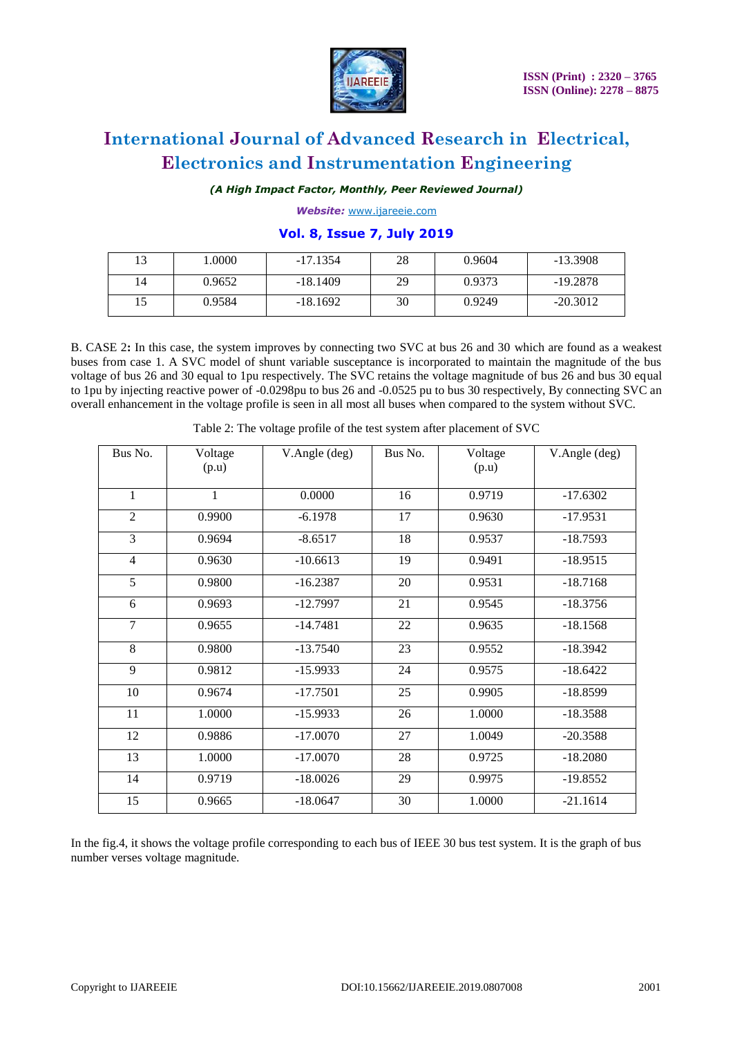| 13 | 1.0000 | -17.1354 | 28 | 0.9604 | -13.3908 |
|---|---|---|---|---|---|
| 14 | 0.9652 | -18.1409 | 29 | 0.9373 | -19.2878 |
| 15 | 0.9584 | -18.1692 | 30 | 0.9249 | -20.3012 |

B. CASE 2**:** In this case, the system improves by connecting two SVC at bus 26 and 30 which are found as a weakest buses from case 1. A SVC model of shunt variable susceptance is incorporated to maintain the magnitude of the bus voltage of bus 26 and 30 equal to 1pu respectively. The SVC retains the voltage magnitude of bus 26 and bus 30 equal to 1pu by injecting reactive power of -0.0298pu to bus 26 and -0.0525 pu to bus 30 respectively, By connecting SVC an overall enhancement in the voltage profile is seen in all most all buses when compared to the system without SVC.

Table 2: The voltage profile of the test system after placement of SVC

| Bus No. | Voltage (p.u) | V.Angle (deg) | Bus No. | Voltage (p.u) | V.Angle (deg) |
|---|---|---|---|---|---|
| 1 | 1 | 0.0000 | 16 | 0.9719 | -17.6302 |
| 2 | 0.9900 | -6.1978 | 17 | 0.9630 | -17.9531 |
| 3 | 0.9694 | -8.6517 | 18 | 0.9537 | -18.7593 |
| 4 | 0.9630 | -10.6613 | 19 | 0.9491 | -18.9515 |
| 5 | 0.9800 | -16.2387 | 20 | 0.9531 | -18.7168 |
| 6 | 0.9693 | -12.7997 | 21 | 0.9545 | -18.3756 |
| 7 | 0.9655 | -14.7481 | 22 | 0.9635 | -18.1568 |
| 8 | 0.9800 | -13.7540 | 23 | 0.9552 | -18.3942 |
| 9 | 0.9812 | -15.9933 | 24 | 0.9575 | -18.6422 |
| 10 | 0.9674 | -17.7501 | 25 | 0.9905 | -18.8599 |
| 11 | 1.0000 | -15.9933 | 26 | 1.0000 | -18.3588 |
| 12 | 0.9886 | -17.0070 | 27 | 1.0049 | -20.3588 |
| 13 | 1.0000 | -17.0070 | 28 | 0.9725 | -18.2080 |
| 14 | 0.9719 | -18.0026 | 29 | 0.9975 | -19.8552 |
| 15 | 0.9665 | -18.0647 | 30 | 1.0000 | -21.1614 |

In the fig.4, it shows the voltage profile corresponding to each bus of IEEE 30 bus test system. It is the graph of bus number verses voltage magnitude.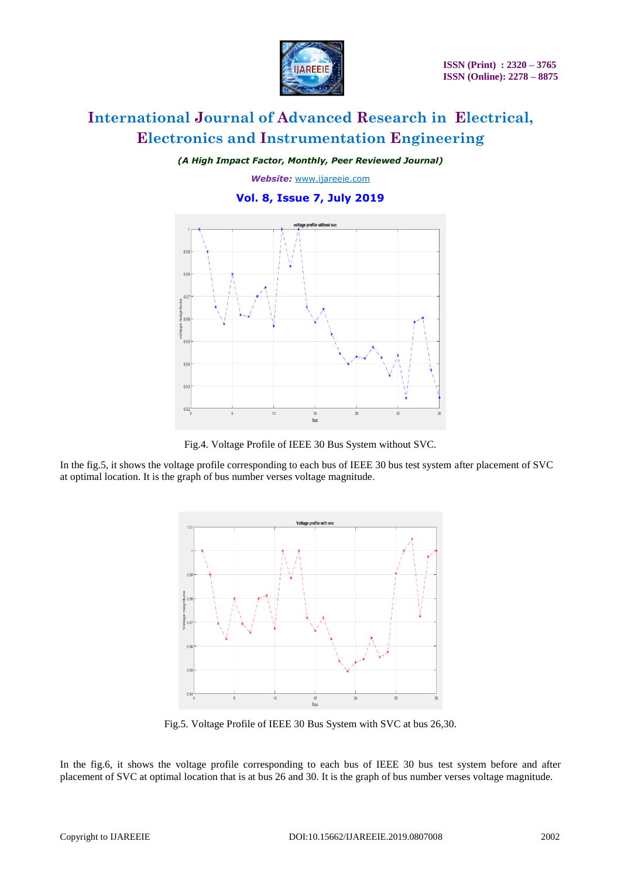Fig.4. Voltage Profile of IEEE 30 Bus System without SVC.

In the fig.5, it shows the voltage profile corresponding to each bus of IEEE 30 bus test system after placement of SVC at optimal location. It is the graph of bus number verses voltage magnitude.

Fig.5. Voltage Profile of IEEE 30 Bus System with SVC at bus 26,30.

In the fig.6, it shows the voltage profile corresponding to each bus of IEEE 30 bus test system before and after placement of SVC at optimal location that is at bus 26 and 30. It is the graph of bus number verses voltage magnitude.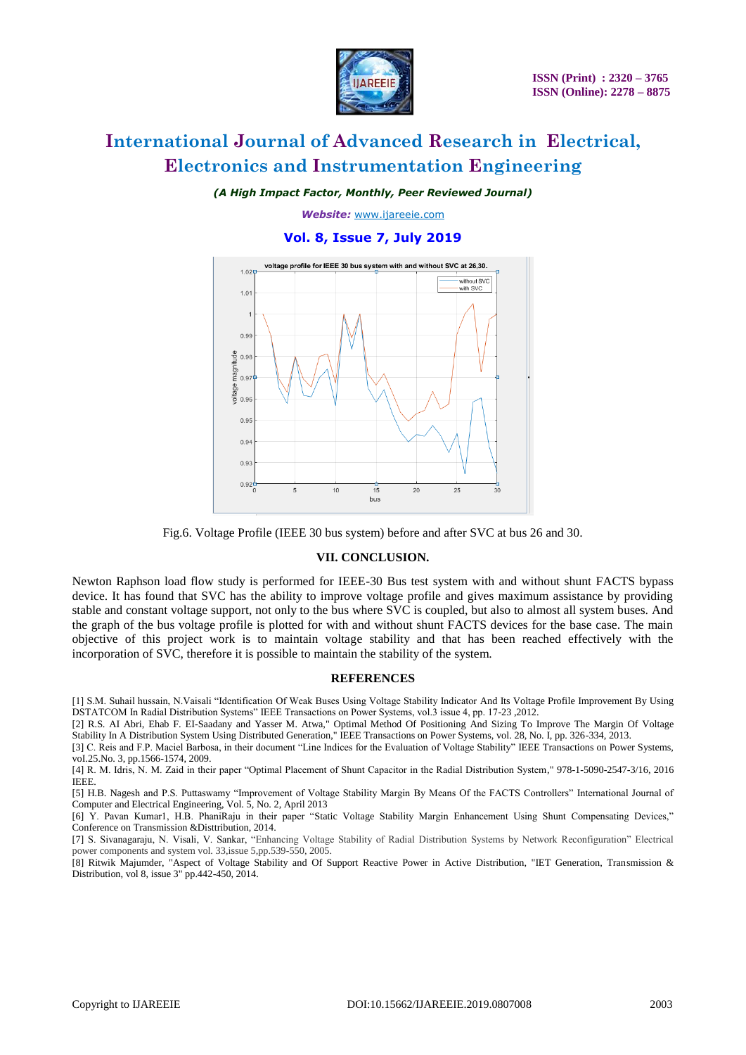voltage profile for IEEE 30 bus system with and without SVC at 26,30.

without SVC
with SVC

voltage magnitude

1.02
1.01
1
0.99
0.98
0.97
0.96
0.95
0.94
0.93
0.92

0
5
10
15
20
25
30

bus

Fig.6. Voltage Profile (IEEE 30 bus system) before and after SVC at bus 26 and 30.

## VII. CONCLUSION.

Newton Raphson load flow study is performed for IEEE-30 Bus test system with and without shunt FACTS bypass device. It has found that SVC has the ability to improve voltage profile and gives maximum assistance by providing stable and constant voltage support, not only to the bus where SVC is coupled, but also to almost all system buses. And the graph of the bus voltage profile is plotted for with and without shunt FACTS devices for the base case. The main objective of this project work is to maintain voltage stability and that has been reached effectively with the incorporation of SVC, therefore it is possible to maintain the stability of the system.

## REFERENCES

[1] S.M. Suhail hussain, N.Vaisali "Identification Of Weak Buses Using Voltage Stability Indicator And Its Voltage Profile Improvement By Using DSTATCOM In Radial Distribution Systems" IEEE Transactions on Power Systems, vol.3 issue 4, pp. 17-23 ,2012.

[2] R.S. Al Abri, Ehab F. El-Saadany and Yasser M. Atwa," Optimal Method Of Positioning And Sizing To Improve The Margin Of Voltage Stability In A Distribution System Using Distributed Generation," IEEE Transactions on Power Systems, vol. 28, No. I, pp. 326-334, 2013.

[3] C. Reis and F.P. Maciel Barbosa, in their document "Line Indices for the Evaluation of Voltage Stability" IEEE Transactions on Power Systems, vol.25.No. 3, pp.1566-1574, 2009.

[4] R. M. Idris, N. M. Zaid in their paper "Optimal Placement of Shunt Capacitor in the Radial Distribution System," 978-1-5090-2547-3/16, 2016 IEEE.

[5] H.B. Nagesh and P.S. Puttaswamy "Improvement of Voltage Stability Margin By Means Of the FACTS Controllers" International Journal of Computer and Electrical Engineering, Vol. 5, No. 2, April 2013

[6] Y. Pavan Kumar1, H.B. PhaniRaju in their paper "Static Voltage Stability Margin Enhancement Using Shunt Compensating Devices," Conference on Transmission &Disttribution, 2014.

[7] S. Sivanagaraju, N. Visali, V. Sankar, "Enhancing Voltage Stability of Radial Distribution Systems by Network Reconfiguration" Electrical power components and system vol. 33,issue 5,pp.539-550, 2005.

[8] Ritwik Majumder, "Aspect of Voltage Stability and Of Support Reactive Power in Active Distribution, "IET Generation, Transmission & Distribution, vol 8, issue 3" pp.442-450, 2014.